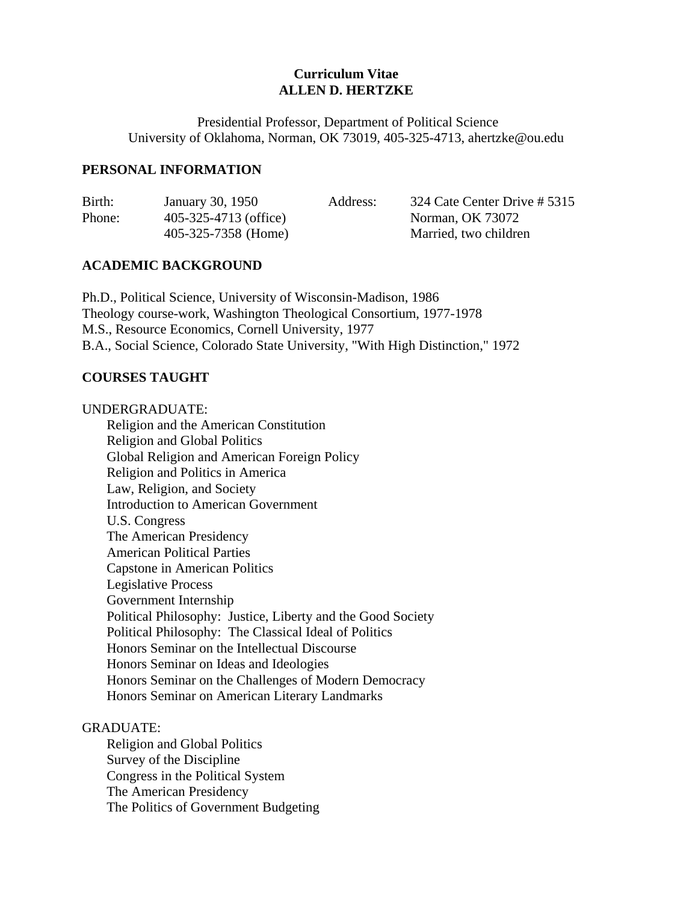**Curriculum Vitae**
**ALLEN D. HERTZKE**

Presidential Professor, Department of Political Science
University of Oklahoma, Norman, OK 73019, 405-325-4713, ahertzke@ou.edu

## PERSONAL INFORMATION

| | | | |
|---|---|---|---|
| Birth: | January 30, 1950 | Address: | 324 Cate Center Drive # 5315 |
| Phone: | 405-325-4713 (office) | | Norman, OK 73072 |
| | 405-325-7358 (Home) | | Married, two children |

## ACADEMIC BACKGROUND

Ph.D., Political Science, University of Wisconsin-Madison, 1986
Theology course-work, Washington Theological Consortium, 1977-1978
M.S., Resource Economics, Cornell University, 1977
B.A., Social Science, Colorado State University, "With High Distinction," 1972

## COURSES TAUGHT

UNDERGRADUATE:

- Religion and the American Constitution
- Religion and Global Politics
- Global Religion and American Foreign Policy
- Religion and Politics in America
- Law, Religion, and Society
- Introduction to American Government
- U.S. Congress
- The American Presidency
- American Political Parties
- Capstone in American Politics
- Legislative Process
- Government Internship
- Political Philosophy: Justice, Liberty and the Good Society
- Political Philosophy: The Classical Ideal of Politics
- Honors Seminar on the Intellectual Discourse
- Honors Seminar on Ideas and Ideologies
- Honors Seminar on the Challenges of Modern Democracy
- Honors Seminar on American Literary Landmarks

GRADUATE:

- Religion and Global Politics
- Survey of the Discipline
- Congress in the Political System
- The American Presidency
- The Politics of Government Budgeting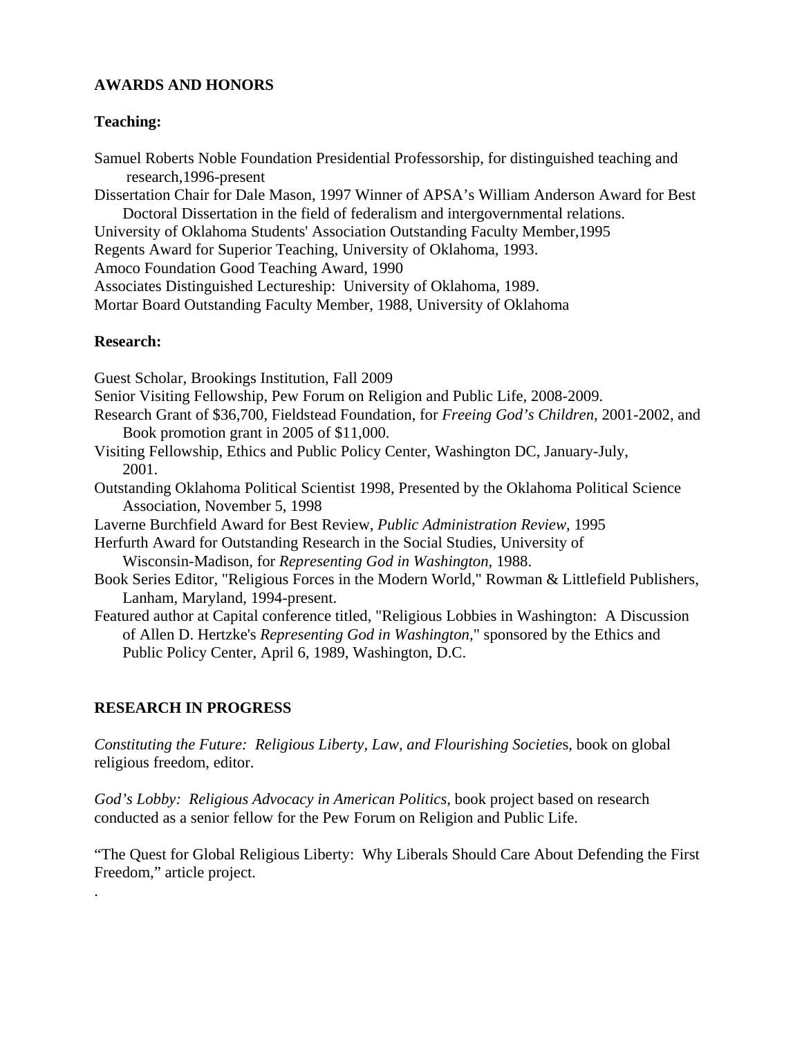## AWARDS AND HONORS

### Teaching:

Samuel Roberts Noble Foundation Presidential Professorship, for distinguished teaching and research,1996-present

Dissertation Chair for Dale Mason, 1997 Winner of APSA's William Anderson Award for Best Doctoral Dissertation in the field of federalism and intergovernmental relations.

University of Oklahoma Students' Association Outstanding Faculty Member,1995

Regents Award for Superior Teaching, University of Oklahoma, 1993.

Amoco Foundation Good Teaching Award, 1990

Associates Distinguished Lectureship: University of Oklahoma, 1989.

Mortar Board Outstanding Faculty Member, 1988, University of Oklahoma

### Research:

Guest Scholar, Brookings Institution, Fall 2009

Senior Visiting Fellowship, Pew Forum on Religion and Public Life, 2008-2009.

Research Grant of $36,700, Fieldstead Foundation, for *Freeing God's Children*, 2001-2002, and Book promotion grant in 2005 of $11,000.

Visiting Fellowship, Ethics and Public Policy Center, Washington DC, January-July, 2001.

Outstanding Oklahoma Political Scientist 1998, Presented by the Oklahoma Political Science Association, November 5, 1998

Laverne Burchfield Award for Best Review, *Public Administration Review*, 1995

Herfurth Award for Outstanding Research in the Social Studies, University of Wisconsin-Madison, for *Representing God in Washington*, 1988.

Book Series Editor, "Religious Forces in the Modern World," Rowman & Littlefield Publishers, Lanham, Maryland, 1994-present.

Featured author at Capital conference titled, "Religious Lobbies in Washington: A Discussion of Allen D. Hertzke's *Representing God in Washington*," sponsored by the Ethics and Public Policy Center, April 6, 1989, Washington, D.C.

## RESEARCH IN PROGRESS

*Constituting the Future: Religious Liberty, Law, and Flourishing Societies*, book on global religious freedom, editor.

*God's Lobby: Religious Advocacy in American Politics*, book project based on research conducted as a senior fellow for the Pew Forum on Religion and Public Life.

"The Quest for Global Religious Liberty: Why Liberals Should Care About Defending the First Freedom," article project.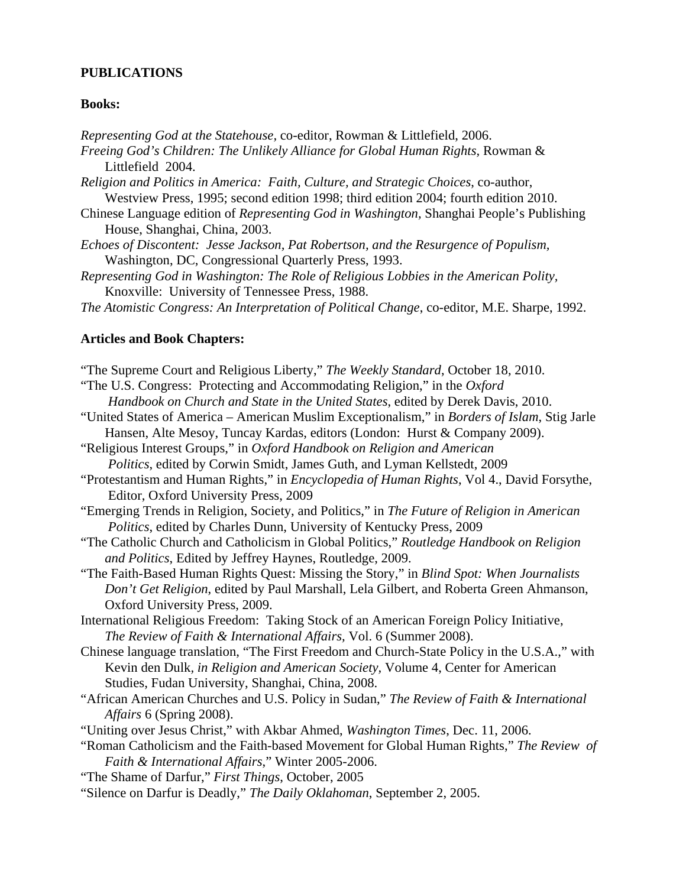**PUBLICATIONS**

**Books:**

*Representing God at the Statehouse*, co-editor, Rowman & Littlefield, 2006.
*Freeing God's Children: The Unlikely Alliance for Global Human Rights*, Rowman & Littlefield 2004.
*Religion and Politics in America: Faith, Culture, and Strategic Choices*, co-author, Westview Press, 1995; second edition 1998; third edition 2004; fourth edition 2010.
Chinese Language edition of *Representing God in Washington,* Shanghai People's Publishing House, Shanghai, China, 2003.
*Echoes of Discontent: Jesse Jackson, Pat Robertson, and the Resurgence of Populism,* Washington, DC, Congressional Quarterly Press, 1993.
*Representing God in Washington: The Role of Religious Lobbies in the American Polity*, Knoxville: University of Tennessee Press, 1988.
*The Atomistic Congress: An Interpretation of Political Change*, co-editor, M.E. Sharpe, 1992.

**Articles and Book Chapters:**

"The Supreme Court and Religious Liberty," *The Weekly Standard*, October 18, 2010.
"The U.S. Congress: Protecting and Accommodating Religion," in the *Oxford Handbook on Church and State in the United States*, edited by Derek Davis, 2010.
"United States of America – American Muslim Exceptionalism," in *Borders of Islam*, Stig Jarle Hansen, Alte Mesoy, Tuncay Kardas, editors (London: Hurst & Company 2009).
"Religious Interest Groups," in *Oxford Handbook on Religion and American Politics*, edited by Corwin Smidt, James Guth, and Lyman Kellstedt, 2009
"Protestantism and Human Rights," in *Encyclopedia of Human Rights*, Vol 4., David Forsythe, Editor, Oxford University Press, 2009
"Emerging Trends in Religion, Society, and Politics," in *The Future of Religion in American Politics*, edited by Charles Dunn, University of Kentucky Press, 2009
"The Catholic Church and Catholicism in Global Politics," *Routledge Handbook on Religion and Politics*, Edited by Jeffrey Haynes, Routledge, 2009.
"The Faith-Based Human Rights Quest: Missing the Story," in *Blind Spot: When Journalists Don't Get Religion*, edited by Paul Marshall, Lela Gilbert, and Roberta Green Ahmanson, Oxford University Press, 2009.
International Religious Freedom: Taking Stock of an American Foreign Policy Initiative, *The Review of Faith & International Affairs,* Vol. 6 (Summer 2008).
Chinese language translation, "The First Freedom and Church-State Policy in the U.S.A.," with Kevin den Dulk*, in Religion and American Society,* Volume 4, Center for American Studies, Fudan University, Shanghai, China, 2008.
"African American Churches and U.S. Policy in Sudan," *The Review of Faith & International Affairs* 6 (Spring 2008).
"Uniting over Jesus Christ," with Akbar Ahmed, *Washington Times*, Dec. 11, 2006.
"Roman Catholicism and the Faith-based Movement for Global Human Rights," *The Review of Faith & International Affairs*," Winter 2005-2006.
"The Shame of Darfur," *First Things*, October, 2005
"Silence on Darfur is Deadly," *The Daily Oklahoman*, September 2, 2005.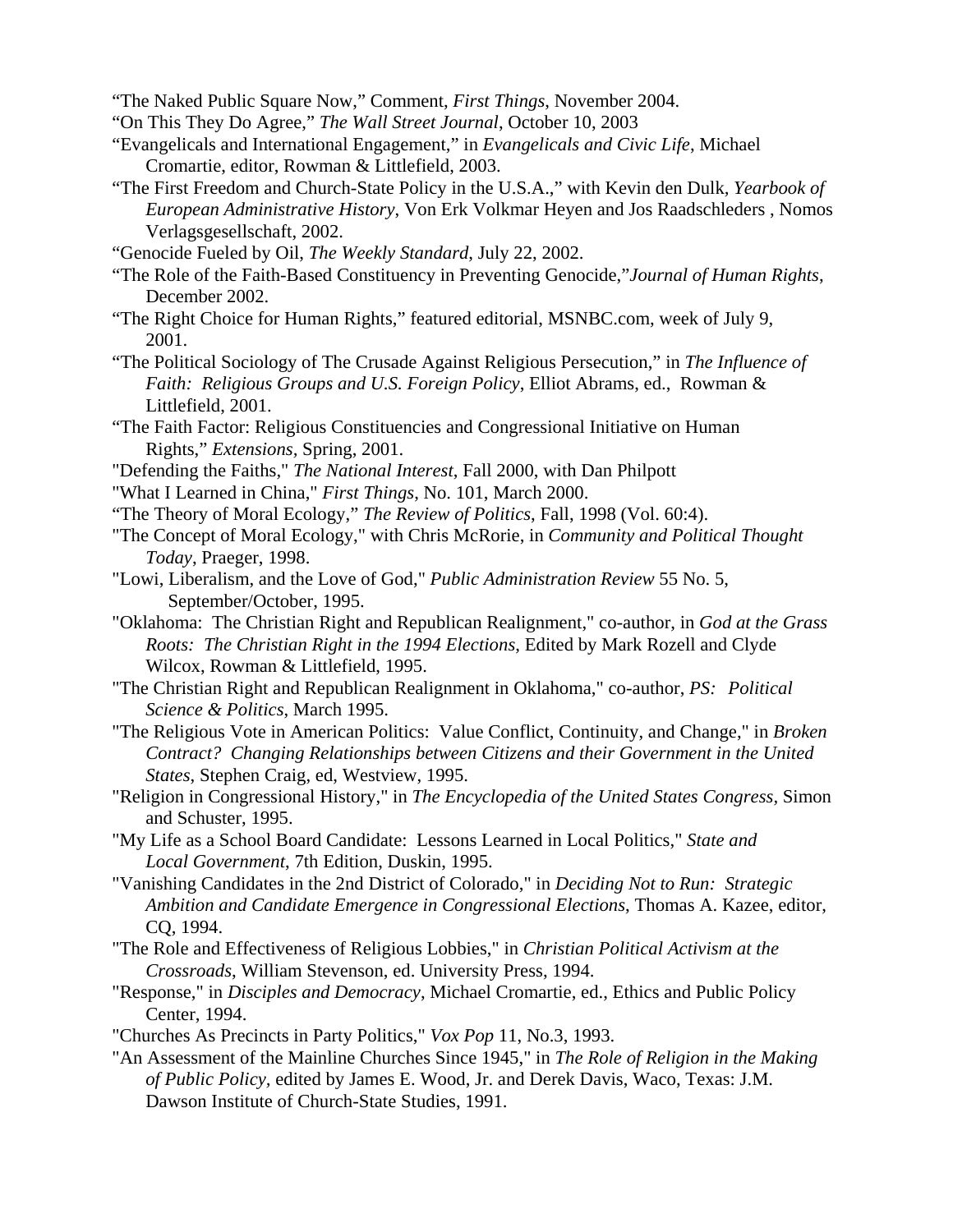"The Naked Public Square Now," Comment, *First Things*, November 2004.

"On This They Do Agree," *The Wall Street Journal*, October 10, 2003

"Evangelicals and International Engagement," in *Evangelicals and Civic Life*, Michael Cromartie, editor, Rowman & Littlefield, 2003.

"The First Freedom and Church-State Policy in the U.S.A.," with Kevin den Dulk, *Yearbook of European Administrative History*, Von Erk Volkmar Heyen and Jos Raadschleders , Nomos Verlagsgesellschaft, 2002.

"Genocide Fueled by Oil, *The Weekly Standard*, July 22, 2002.

"The Role of the Faith-Based Constituency in Preventing Genocide,"*Journal of Human Rights*, December 2002.

"The Right Choice for Human Rights," featured editorial, MSNBC.com, week of July 9, 2001.

"The Political Sociology of The Crusade Against Religious Persecution," in *The Influence of Faith: Religious Groups and U.S. Foreign Policy*, Elliot Abrams, ed., Rowman & Littlefield, 2001.

"The Faith Factor: Religious Constituencies and Congressional Initiative on Human Rights," *Extensions*, Spring, 2001.

"Defending the Faiths," *The National Interest*, Fall 2000, with Dan Philpott

"What I Learned in China," *First Things*, No. 101, March 2000.

"The Theory of Moral Ecology," *The Review of Politics*, Fall, 1998 (Vol. 60:4).

"The Concept of Moral Ecology," with Chris McRorie, in *Community and Political Thought Today*, Praeger, 1998.

"Lowi, Liberalism, and the Love of God," *Public Administration Review* 55 No. 5, September/October, 1995.

"Oklahoma: The Christian Right and Republican Realignment," co-author, in *God at the Grass Roots: The Christian Right in the 1994 Elections*, Edited by Mark Rozell and Clyde Wilcox, Rowman & Littlefield, 1995.

"The Christian Right and Republican Realignment in Oklahoma," co-author, *PS: Political Science & Politics*, March 1995.

"The Religious Vote in American Politics: Value Conflict, Continuity, and Change," in *Broken Contract? Changing Relationships between Citizens and their Government in the United States*, Stephen Craig, ed, Westview, 1995.

"Religion in Congressional History," in *The Encyclopedia of the United States Congress*, Simon and Schuster, 1995.

"My Life as a School Board Candidate: Lessons Learned in Local Politics," *State and Local Government*, 7th Edition, Duskin, 1995.

"Vanishing Candidates in the 2nd District of Colorado," in *Deciding Not to Run: Strategic Ambition and Candidate Emergence in Congressional Elections*, Thomas A. Kazee, editor, CQ, 1994.

"The Role and Effectiveness of Religious Lobbies," in *Christian Political Activism at the Crossroads*, William Stevenson, ed. University Press, 1994.

"Response," in *Disciples and Democracy*, Michael Cromartie, ed., Ethics and Public Policy Center, 1994.

"Churches As Precincts in Party Politics," *Vox Pop* 11, No.3, 1993.

"An Assessment of the Mainline Churches Since 1945," in *The Role of Religion in the Making of Public Policy*, edited by James E. Wood, Jr. and Derek Davis, Waco, Texas: J.M. Dawson Institute of Church-State Studies, 1991.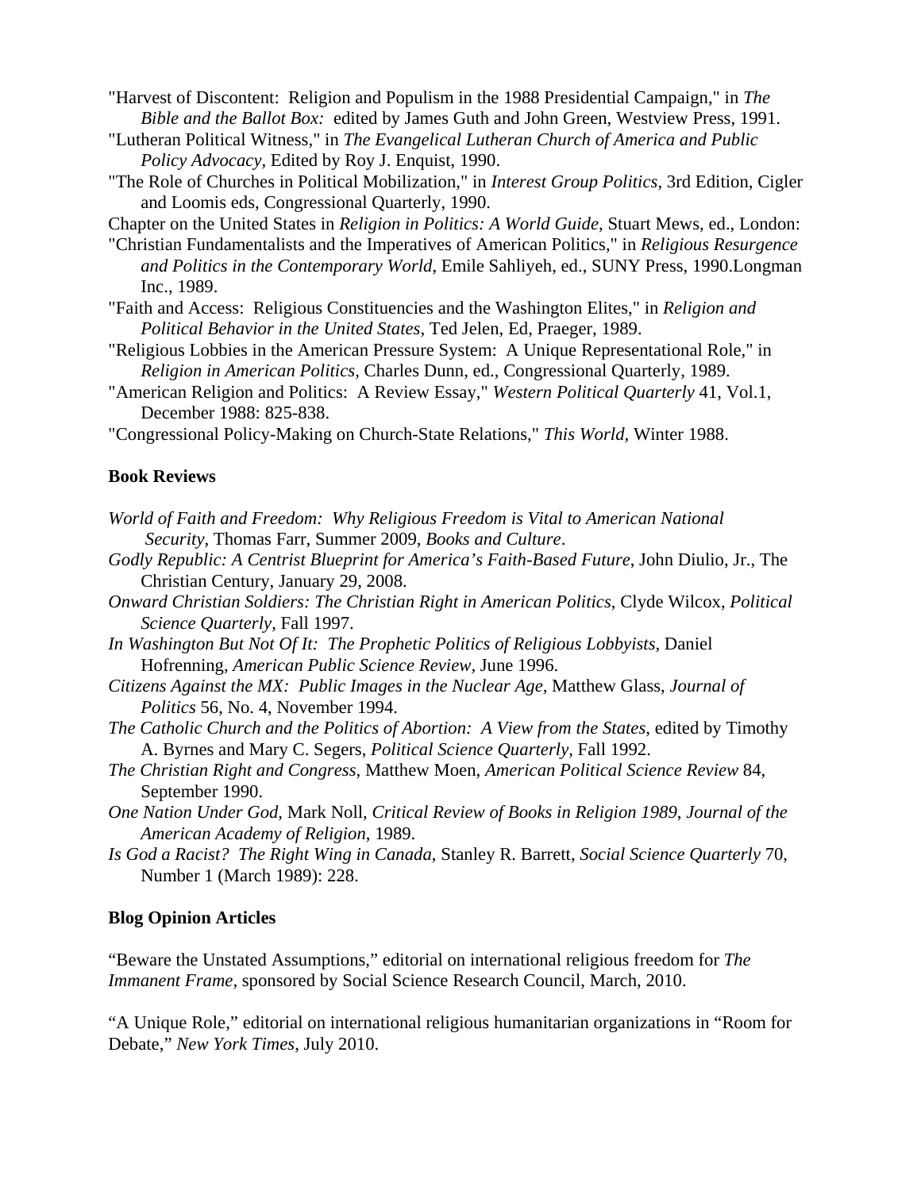"Harvest of Discontent: Religion and Populism in the 1988 Presidential Campaign," in *The Bible and the Ballot Box:* edited by James Guth and John Green, Westview Press, 1991.

"Lutheran Political Witness," in *The Evangelical Lutheran Church of America and Public Policy Advocacy*, Edited by Roy J. Enquist, 1990.

"The Role of Churches in Political Mobilization," in *Interest Group Politics*, 3rd Edition, Cigler and Loomis eds, Congressional Quarterly, 1990.

Chapter on the United States in *Religion in Politics: A World Guide*, Stuart Mews, ed., London:

"Christian Fundamentalists and the Imperatives of American Politics," in *Religious Resurgence and Politics in the Contemporary World*, Emile Sahliyeh, ed., SUNY Press, 1990.Longman Inc., 1989.

"Faith and Access: Religious Constituencies and the Washington Elites," in *Religion and Political Behavior in the United States*, Ted Jelen, Ed, Praeger, 1989.

"Religious Lobbies in the American Pressure System: A Unique Representational Role," in *Religion in American Politics*, Charles Dunn, ed., Congressional Quarterly, 1989.

"American Religion and Politics: A Review Essay," *Western Political Quarterly* 41, Vol.1, December 1988: 825-838.

"Congressional Policy-Making on Church-State Relations," *This World*, Winter 1988.

**Book Reviews**

*World of Faith and Freedom: Why Religious Freedom is Vital to American National Security*, Thomas Farr, Summer 2009, *Books and Culture*.

*Godly Republic: A Centrist Blueprint for America's Faith-Based Future*, John Diulio, Jr., The Christian Century, January 29, 2008.

*Onward Christian Soldiers: The Christian Right in American Politics*, Clyde Wilcox, *Political Science Quarterly*, Fall 1997.

*In Washington But Not Of It: The Prophetic Politics of Religious Lobbyists*, Daniel Hofrenning, *American Public Science Review*, June 1996.

*Citizens Against the MX: Public Images in the Nuclear Age*, Matthew Glass, *Journal of Politics* 56, No. 4, November 1994.

*The Catholic Church and the Politics of Abortion: A View from the States*, edited by Timothy A. Byrnes and Mary C. Segers, *Political Science Quarterly*, Fall 1992.

*The Christian Right and Congress*, Matthew Moen, *American Political Science Review* 84, September 1990.

*One Nation Under God*, Mark Noll, *Critical Review of Books in Religion 1989*, *Journal of the American Academy of Religion*, 1989.

*Is God a Racist? The Right Wing in Canada*, Stanley R. Barrett, *Social Science Quarterly* 70, Number 1 (March 1989): 228.

**Blog Opinion Articles**

"Beware the Unstated Assumptions," editorial on international religious freedom for *The Immanent Frame*, sponsored by Social Science Research Council, March, 2010.

"A Unique Role," editorial on international religious humanitarian organizations in "Room for Debate," *New York Times*, July 2010.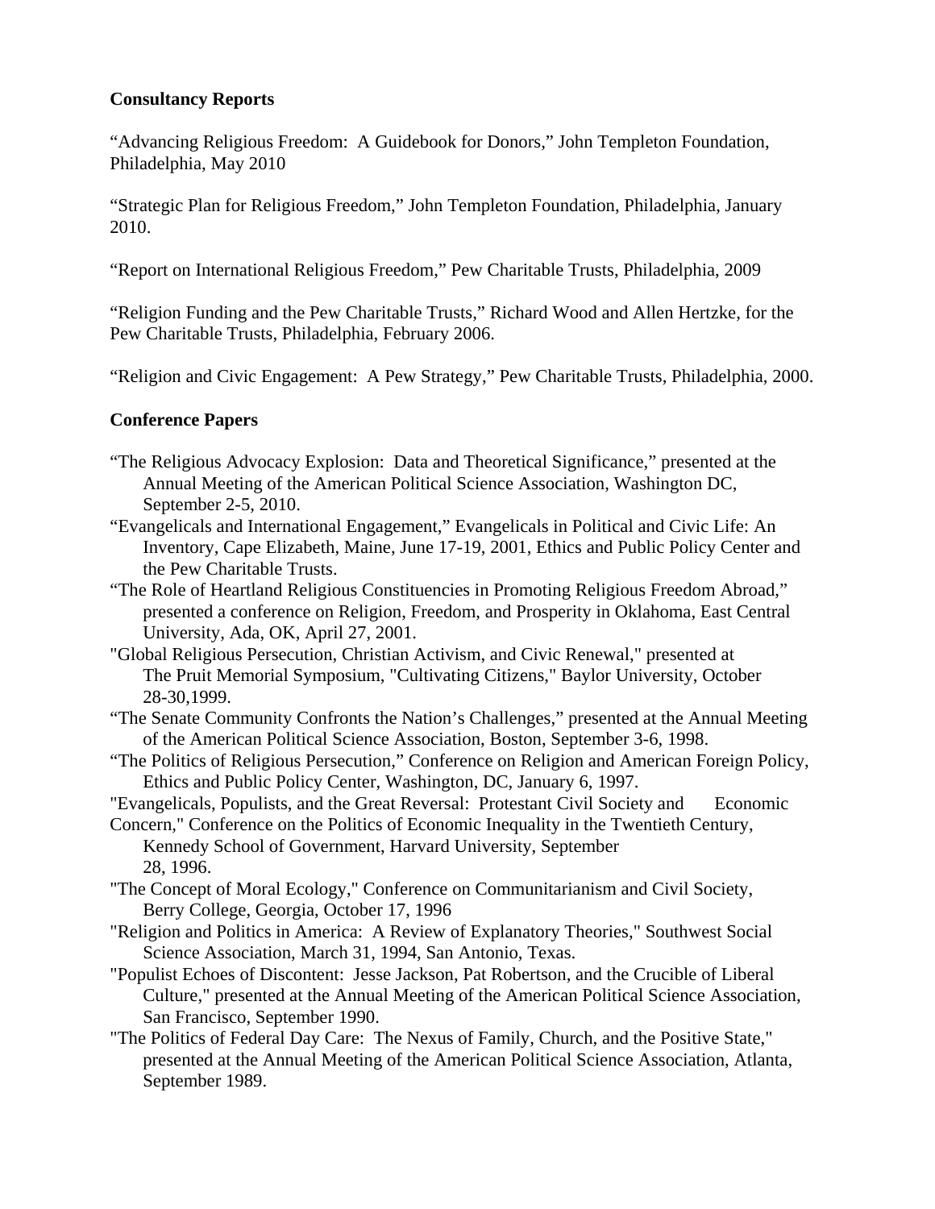**Consultancy Reports**

"Advancing Religious Freedom: A Guidebook for Donors," John Templeton Foundation, Philadelphia, May 2010

"Strategic Plan for Religious Freedom," John Templeton Foundation, Philadelphia, January 2010.

"Report on International Religious Freedom," Pew Charitable Trusts, Philadelphia, 2009

"Religion Funding and the Pew Charitable Trusts," Richard Wood and Allen Hertzke, for the Pew Charitable Trusts, Philadelphia, February 2006.

"Religion and Civic Engagement: A Pew Strategy," Pew Charitable Trusts, Philadelphia, 2000.

**Conference Papers**

"The Religious Advocacy Explosion: Data and Theoretical Significance," presented at the Annual Meeting of the American Political Science Association, Washington DC, September 2-5, 2010.

"Evangelicals and International Engagement," Evangelicals in Political and Civic Life: An Inventory, Cape Elizabeth, Maine, June 17-19, 2001, Ethics and Public Policy Center and the Pew Charitable Trusts.

"The Role of Heartland Religious Constituencies in Promoting Religious Freedom Abroad," presented a conference on Religion, Freedom, and Prosperity in Oklahoma, East Central University, Ada, OK, April 27, 2001.

"Global Religious Persecution, Christian Activism, and Civic Renewal," presented at The Pruit Memorial Symposium, "Cultivating Citizens," Baylor University, October 28-30,1999.

"The Senate Community Confronts the Nation's Challenges," presented at the Annual Meeting of the American Political Science Association, Boston, September 3-6, 1998.

"The Politics of Religious Persecution," Conference on Religion and American Foreign Policy, Ethics and Public Policy Center, Washington, DC, January 6, 1997.

"Evangelicals, Populists, and the Great Reversal: Protestant Civil Society and Economic Concern," Conference on the Politics of Economic Inequality in the Twentieth Century, Kennedy School of Government, Harvard University, September 28, 1996.

"The Concept of Moral Ecology," Conference on Communitarianism and Civil Society, Berry College, Georgia, October 17, 1996

"Religion and Politics in America: A Review of Explanatory Theories," Southwest Social Science Association, March 31, 1994, San Antonio, Texas.

"Populist Echoes of Discontent: Jesse Jackson, Pat Robertson, and the Crucible of Liberal Culture," presented at the Annual Meeting of the American Political Science Association, San Francisco, September 1990.

"The Politics of Federal Day Care: The Nexus of Family, Church, and the Positive State," presented at the Annual Meeting of the American Political Science Association, Atlanta, September 1989.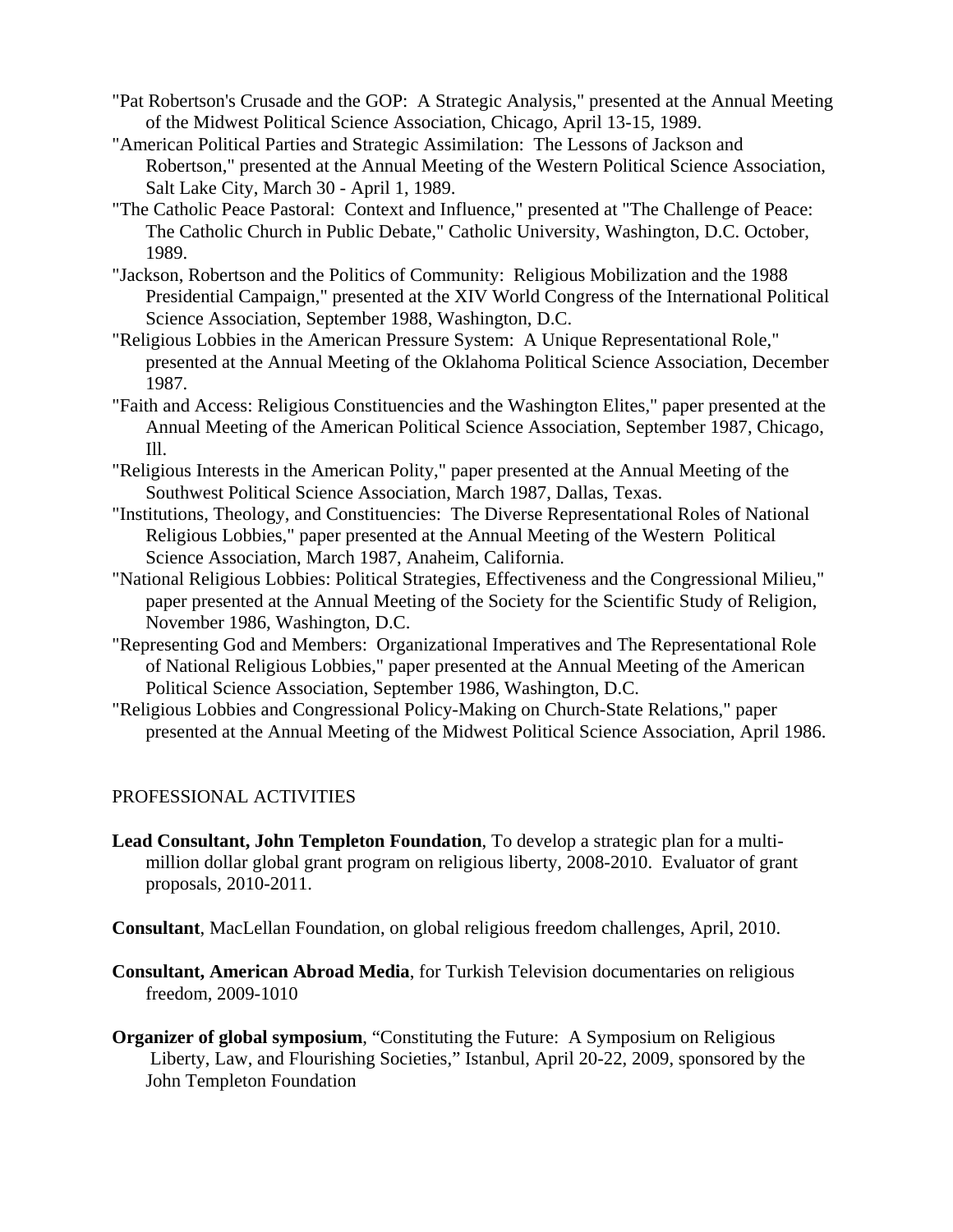"Pat Robertson's Crusade and the GOP: A Strategic Analysis," presented at the Annual Meeting of the Midwest Political Science Association, Chicago, April 13-15, 1989.

"American Political Parties and Strategic Assimilation: The Lessons of Jackson and Robertson," presented at the Annual Meeting of the Western Political Science Association, Salt Lake City, March 30 - April 1, 1989.

"The Catholic Peace Pastoral: Context and Influence," presented at "The Challenge of Peace: The Catholic Church in Public Debate," Catholic University, Washington, D.C. October, 1989.

"Jackson, Robertson and the Politics of Community: Religious Mobilization and the 1988 Presidential Campaign," presented at the XIV World Congress of the International Political Science Association, September 1988, Washington, D.C.

"Religious Lobbies in the American Pressure System: A Unique Representational Role," presented at the Annual Meeting of the Oklahoma Political Science Association, December 1987.

"Faith and Access: Religious Constituencies and the Washington Elites," paper presented at the Annual Meeting of the American Political Science Association, September 1987, Chicago, Ill.

"Religious Interests in the American Polity," paper presented at the Annual Meeting of the Southwest Political Science Association, March 1987, Dallas, Texas.

"Institutions, Theology, and Constituencies: The Diverse Representational Roles of National Religious Lobbies," paper presented at the Annual Meeting of the Western Political Science Association, March 1987, Anaheim, California.

"National Religious Lobbies: Political Strategies, Effectiveness and the Congressional Milieu," paper presented at the Annual Meeting of the Society for the Scientific Study of Religion, November 1986, Washington, D.C.

"Representing God and Members: Organizational Imperatives and The Representational Role of National Religious Lobbies," paper presented at the Annual Meeting of the American Political Science Association, September 1986, Washington, D.C.

"Religious Lobbies and Congressional Policy-Making on Church-State Relations," paper presented at the Annual Meeting of the Midwest Political Science Association, April 1986.

## PROFESSIONAL ACTIVITIES

**Lead Consultant, John Templeton Foundation**, To develop a strategic plan for a multi-million dollar global grant program on religious liberty, 2008-2010. Evaluator of grant proposals, 2010-2011.

**Consultant**, MacLellan Foundation, on global religious freedom challenges, April, 2010.

**Consultant, American Abroad Media**, for Turkish Television documentaries on religious freedom, 2009-1010

**Organizer of global symposium**, "Constituting the Future: A Symposium on Religious Liberty, Law, and Flourishing Societies," Istanbul, April 20-22, 2009, sponsored by the John Templeton Foundation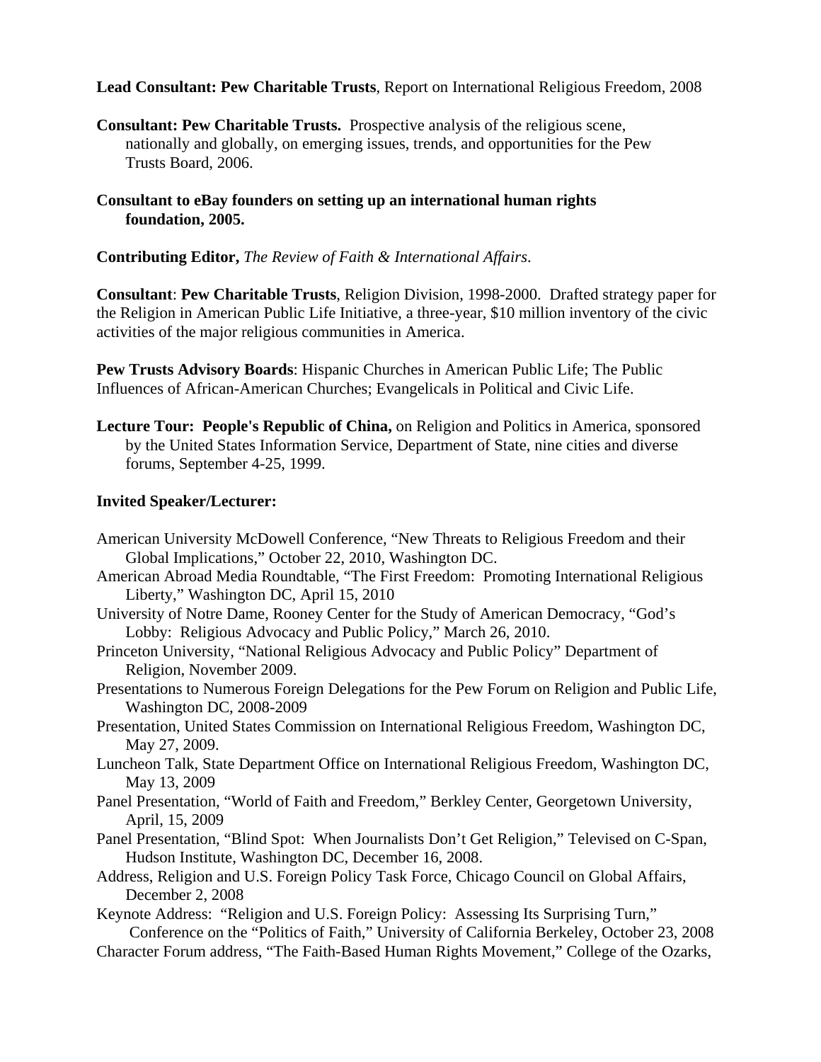**Lead Consultant: Pew Charitable Trusts**, Report on International Religious Freedom, 2008

**Consultant: Pew Charitable Trusts.** Prospective analysis of the religious scene, nationally and globally, on emerging issues, trends, and opportunities for the Pew Trusts Board, 2006.

**Consultant to eBay founders on setting up an international human rights foundation, 2005.**

**Contributing Editor,** *The Review of Faith & International Affairs*.

**Consultant**: **Pew Charitable Trusts**, Religion Division, 1998-2000. Drafted strategy paper for the Religion in American Public Life Initiative, a three-year, $10 million inventory of the civic activities of the major religious communities in America.

**Pew Trusts Advisory Boards**: Hispanic Churches in American Public Life; The Public Influences of African-American Churches; Evangelicals in Political and Civic Life.

**Lecture Tour: People's Republic of China,** on Religion and Politics in America, sponsored by the United States Information Service, Department of State, nine cities and diverse forums, September 4-25, 1999.

**Invited Speaker/Lecturer:**

American University McDowell Conference, "New Threats to Religious Freedom and their Global Implications," October 22, 2010, Washington DC.

American Abroad Media Roundtable, "The First Freedom: Promoting International Religious Liberty," Washington DC, April 15, 2010

University of Notre Dame, Rooney Center for the Study of American Democracy, "God's Lobby: Religious Advocacy and Public Policy," March 26, 2010.

Princeton University, "National Religious Advocacy and Public Policy" Department of Religion, November 2009.

Presentations to Numerous Foreign Delegations for the Pew Forum on Religion and Public Life, Washington DC, 2008-2009

Presentation, United States Commission on International Religious Freedom, Washington DC, May 27, 2009.

Luncheon Talk, State Department Office on International Religious Freedom, Washington DC, May 13, 2009

Panel Presentation, "World of Faith and Freedom," Berkley Center, Georgetown University, April, 15, 2009

Panel Presentation, "Blind Spot: When Journalists Don't Get Religion," Televised on C-Span, Hudson Institute, Washington DC, December 16, 2008.

Address, Religion and U.S. Foreign Policy Task Force, Chicago Council on Global Affairs, December 2, 2008

Keynote Address: "Religion and U.S. Foreign Policy: Assessing Its Surprising Turn," Conference on the "Politics of Faith," University of California Berkeley, October 23, 2008

Character Forum address, "The Faith-Based Human Rights Movement," College of the Ozarks,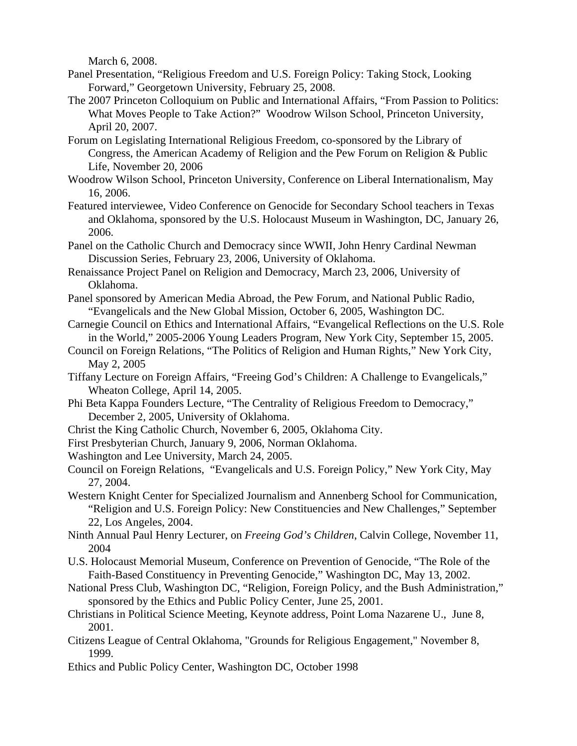March 6, 2008.

Panel Presentation, “Religious Freedom and U.S. Foreign Policy: Taking Stock, Looking Forward,” Georgetown University, February 25, 2008.

The 2007 Princeton Colloquium on Public and International Affairs, “From Passion to Politics: What Moves People to Take Action?” Woodrow Wilson School, Princeton University, April 20, 2007.

Forum on Legislating International Religious Freedom, co-sponsored by the Library of Congress, the American Academy of Religion and the Pew Forum on Religion & Public Life, November 20, 2006

Woodrow Wilson School, Princeton University, Conference on Liberal Internationalism, May 16, 2006.

Featured interviewee, Video Conference on Genocide for Secondary School teachers in Texas and Oklahoma, sponsored by the U.S. Holocaust Museum in Washington, DC, January 26, 2006.

Panel on the Catholic Church and Democracy since WWII, John Henry Cardinal Newman Discussion Series, February 23, 2006, University of Oklahoma.

Renaissance Project Panel on Religion and Democracy, March 23, 2006, University of Oklahoma.

Panel sponsored by American Media Abroad, the Pew Forum, and National Public Radio, “Evangelicals and the New Global Mission, October 6, 2005, Washington DC.

Carnegie Council on Ethics and International Affairs, “Evangelical Reflections on the U.S. Role in the World,” 2005-2006 Young Leaders Program, New York City, September 15, 2005.

Council on Foreign Relations, “The Politics of Religion and Human Rights,” New York City, May 2, 2005

Tiffany Lecture on Foreign Affairs, “Freeing God’s Children: A Challenge to Evangelicals,” Wheaton College, April 14, 2005.

Phi Beta Kappa Founders Lecture, “The Centrality of Religious Freedom to Democracy,” December 2, 2005, University of Oklahoma.

Christ the King Catholic Church, November 6, 2005, Oklahoma City.

First Presbyterian Church, January 9, 2006, Norman Oklahoma.

Washington and Lee University, March 24, 2005.

Council on Foreign Relations, “Evangelicals and U.S. Foreign Policy,” New York City, May 27, 2004.

Western Knight Center for Specialized Journalism and Annenberg School for Communication, “Religion and U.S. Foreign Policy: New Constituencies and New Challenges,” September 22, Los Angeles, 2004.

Ninth Annual Paul Henry Lecturer, on *Freeing God’s Children*, Calvin College, November 11, 2004

U.S. Holocaust Memorial Museum, Conference on Prevention of Genocide, “The Role of the Faith-Based Constituency in Preventing Genocide,” Washington DC, May 13, 2002.

National Press Club, Washington DC, “Religion, Foreign Policy, and the Bush Administration,” sponsored by the Ethics and Public Policy Center, June 25, 2001.

Christians in Political Science Meeting, Keynote address, Point Loma Nazarene U., June 8, 2001.

Citizens League of Central Oklahoma, "Grounds for Religious Engagement," November 8, 1999.

Ethics and Public Policy Center, Washington DC, October 1998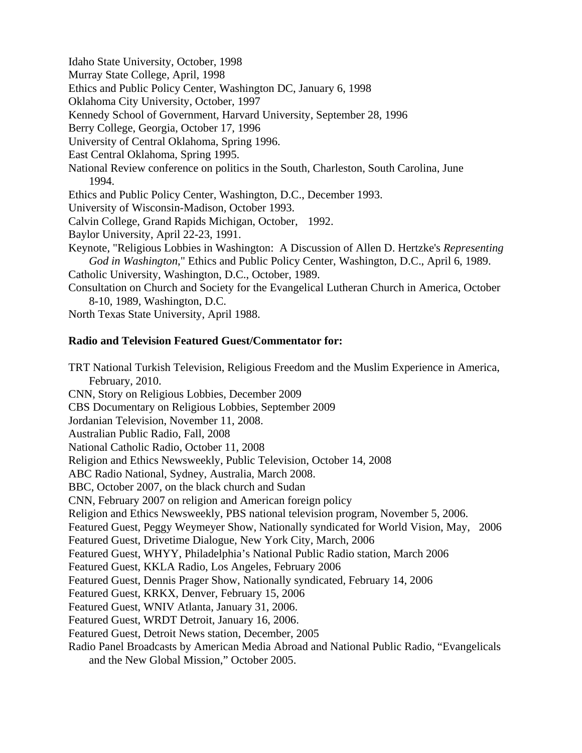Idaho State University, October, 1998

Murray State College, April, 1998

Ethics and Public Policy Center, Washington DC, January 6, 1998

Oklahoma City University, October, 1997

Kennedy School of Government, Harvard University, September 28, 1996

Berry College, Georgia, October 17, 1996

University of Central Oklahoma, Spring 1996.

East Central Oklahoma, Spring 1995.

National Review conference on politics in the South, Charleston, South Carolina, June 1994.

Ethics and Public Policy Center, Washington, D.C., December 1993.

University of Wisconsin-Madison, October 1993.

Calvin College, Grand Rapids Michigan, October, 1992.

Baylor University, April 22-23, 1991.

Keynote, "Religious Lobbies in Washington: A Discussion of Allen D. Hertzke's *Representing God in Washington*," Ethics and Public Policy Center, Washington, D.C., April 6, 1989.

Catholic University, Washington, D.C., October, 1989.

Consultation on Church and Society for the Evangelical Lutheran Church in America, October 8-10, 1989, Washington, D.C.

North Texas State University, April 1988.

**Radio and Television Featured Guest/Commentator for:**

TRT National Turkish Television, Religious Freedom and the Muslim Experience in America, February, 2010.

CNN, Story on Religious Lobbies, December 2009

CBS Documentary on Religious Lobbies, September 2009

Jordanian Television, November 11, 2008.

Australian Public Radio, Fall, 2008

National Catholic Radio, October 11, 2008

Religion and Ethics Newsweekly, Public Television, October 14, 2008

ABC Radio National, Sydney, Australia, March 2008.

BBC, October 2007, on the black church and Sudan

CNN, February 2007 on religion and American foreign policy

Religion and Ethics Newsweekly, PBS national television program, November 5, 2006.

Featured Guest, Peggy Weymeyer Show, Nationally syndicated for World Vision, May, 2006

Featured Guest, Drivetime Dialogue, New York City, March, 2006

Featured Guest, WHYY, Philadelphia's National Public Radio station, March 2006

Featured Guest, KKLA Radio, Los Angeles, February 2006

Featured Guest, Dennis Prager Show, Nationally syndicated, February 14, 2006

Featured Guest, KRKX, Denver, February 15, 2006

Featured Guest, WNIV Atlanta, January 31, 2006.

Featured Guest, WRDT Detroit, January 16, 2006.

Featured Guest, Detroit News station, December, 2005

Radio Panel Broadcasts by American Media Abroad and National Public Radio, "Evangelicals and the New Global Mission," October 2005.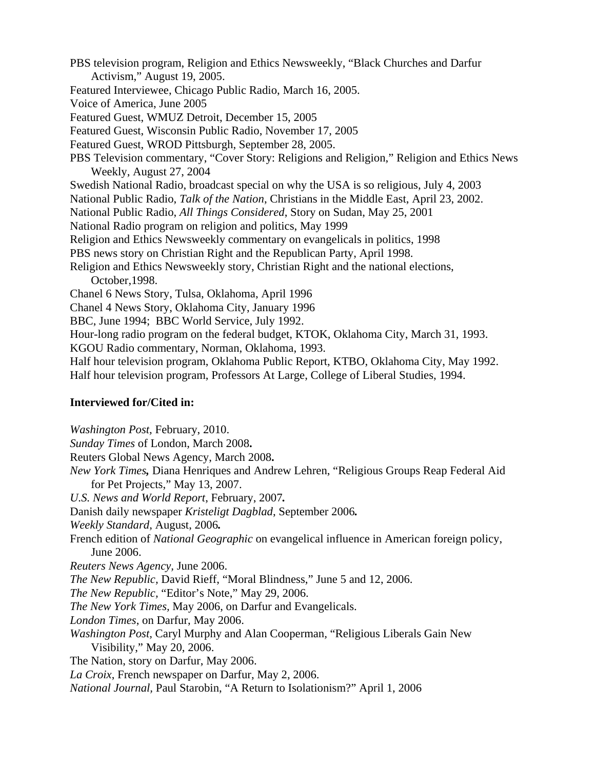PBS television program, Religion and Ethics Newsweekly, "Black Churches and Darfur Activism," August 19, 2005.

Featured Interviewee, Chicago Public Radio, March 16, 2005.

Voice of America, June 2005

Featured Guest, WMUZ Detroit, December 15, 2005

Featured Guest, Wisconsin Public Radio, November 17, 2005

Featured Guest, WROD Pittsburgh, September 28, 2005.

PBS Television commentary, "Cover Story: Religions and Religion," Religion and Ethics News Weekly, August 27, 2004

Swedish National Radio, broadcast special on why the USA is so religious, July 4, 2003

National Public Radio, *Talk of the Nation*, Christians in the Middle East, April 23, 2002.

National Public Radio, *All Things Considered*, Story on Sudan, May 25, 2001

National Radio program on religion and politics, May 1999

Religion and Ethics Newsweekly commentary on evangelicals in politics, 1998

PBS news story on Christian Right and the Republican Party, April 1998.

Religion and Ethics Newsweekly story, Christian Right and the national elections, October,1998.

Chanel 6 News Story, Tulsa, Oklahoma, April 1996

Chanel 4 News Story, Oklahoma City, January 1996

BBC, June 1994;  BBC World Service, July 1992.

Hour-long radio program on the federal budget, KTOK, Oklahoma City, March 31, 1993.

KGOU Radio commentary, Norman, Oklahoma, 1993.

Half hour television program, Oklahoma Public Report, KTBO, Oklahoma City, May 1992.

Half hour television program, Professors At Large, College of Liberal Studies, 1994.

**Interviewed for/Cited in:**

*Washington Post,* February, 2010.

*Sunday Times* of London, March 2008**.**

Reuters Global News Agency, March 2008**.**

*New York Times***,** Diana Henriques and Andrew Lehren, "Religious Groups Reap Federal Aid for Pet Projects," May 13, 2007.

*U.S. News and World Report*, February, 2007**.**

Danish daily newspaper *Kristeligt Dagblad*, September 2006***.***

*Weekly Standard*, August, 2006***.***

French edition of *National Geographic* on evangelical influence in American foreign policy, June 2006.

*Reuters News Agency*, June 2006.

*The New Republic,* David Rieff, "Moral Blindness," June 5 and 12, 2006.

*The New Republic*, "Editor's Note," May 29, 2006.

*The New York Times,* May 2006, on Darfur and Evangelicals.

*London Times*, on Darfur, May 2006.

*Washington Post,* Caryl Murphy and Alan Cooperman, "Religious Liberals Gain New Visibility," May 20, 2006.

The Nation, story on Darfur, May 2006.

*La Croix*, French newspaper on Darfur, May 2, 2006.

*National Journal,* Paul Starobin, "A Return to Isolationism?" April 1, 2006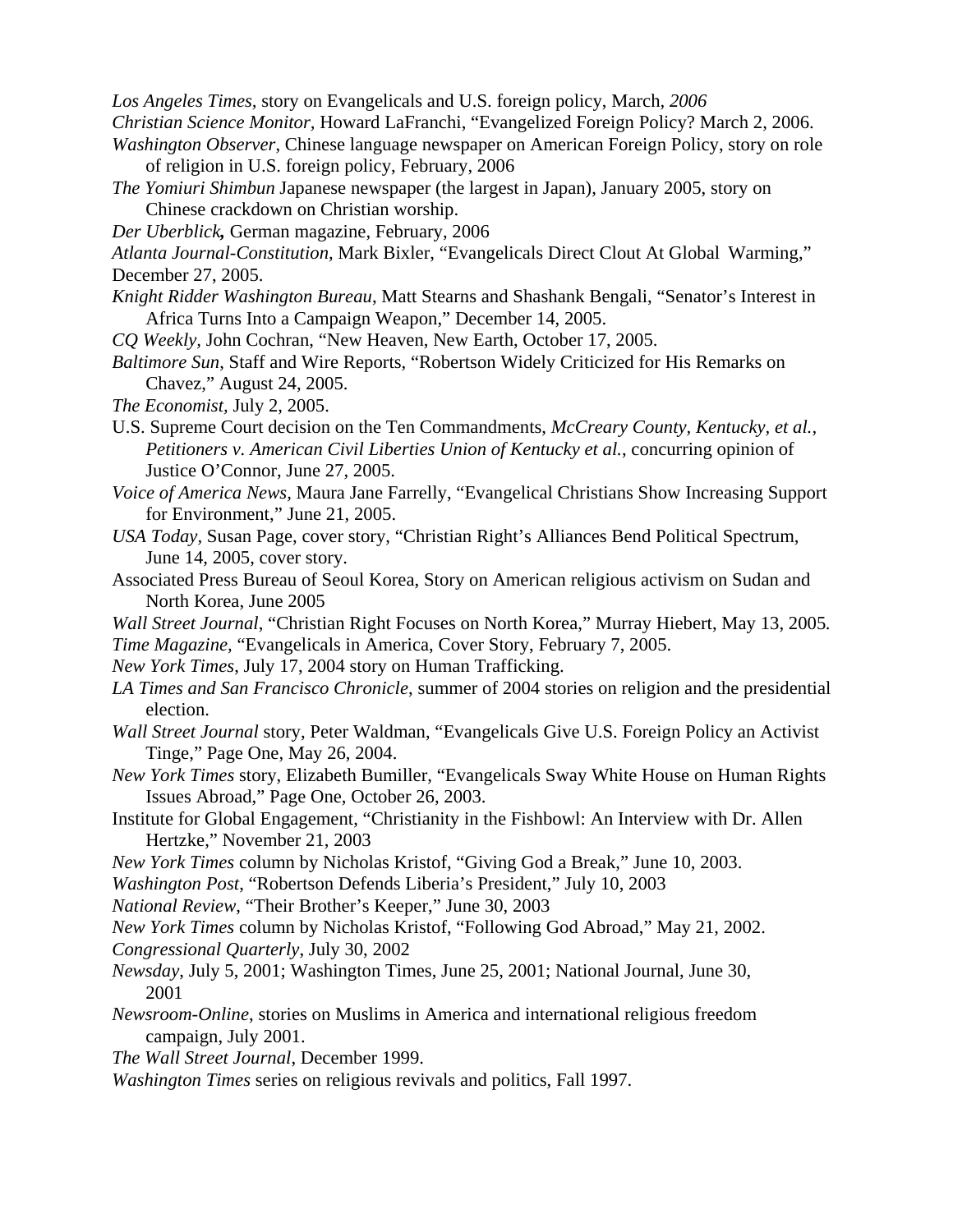*Los Angeles Times,* story on Evangelicals and U.S. foreign policy, March, *2006*

*Christian Science Monitor,* Howard LaFranchi, "Evangelized Foreign Policy? March 2, 2006.

*Washington Observer,* Chinese language newspaper on American Foreign Policy, story on role of religion in U.S. foreign policy, February, 2006

*The Yomiuri Shimbun* Japanese newspaper (the largest in Japan), January 2005, story on Chinese crackdown on Christian worship.

***Der Uberblick,*** German magazine, February, 2006

*Atlanta Journal-Constitution,* Mark Bixler, "Evangelicals Direct Clout At Global Warming," December 27, 2005.

*Knight Ridder Washington Bureau*, Matt Stearns and Shashank Bengali, "Senator's Interest in Africa Turns Into a Campaign Weapon," December 14, 2005.

*CQ Weekly,* John Cochran, "New Heaven, New Earth, October 17, 2005.

*Baltimore Sun*, Staff and Wire Reports, "Robertson Widely Criticized for His Remarks on Chavez," August 24, 2005.

*The Economist,* July 2, 2005.

U.S. Supreme Court decision on the Ten Commandments, *McCreary County, Kentucky, et al., Petitioners v. American Civil Liberties Union of Kentucky et al.*, concurring opinion of Justice O'Connor, June 27, 2005.

*Voice of America News,* Maura Jane Farrelly, "Evangelical Christians Show Increasing Support for Environment," June 21, 2005.

*USA Today,* Susan Page, cover story, "Christian Right's Alliances Bend Political Spectrum, June 14, 2005, cover story.

Associated Press Bureau of Seoul Korea, Story on American religious activism on Sudan and North Korea, June 2005

*Wall Street Journal*, "Christian Right Focuses on North Korea," Murray Hiebert, May 13, 2005.

*Time Magazine,* "Evangelicals in America, Cover Story, February 7, 2005.

*New York Times*, July 17, 2004 story on Human Trafficking.

*LA Times and San Francisco Chronicle,* summer of 2004 stories on religion and the presidential election.

*Wall Street Journal* story, Peter Waldman, "Evangelicals Give U.S. Foreign Policy an Activist Tinge," Page One, May 26, 2004.

*New York Times* story, Elizabeth Bumiller, "Evangelicals Sway White House on Human Rights Issues Abroad," Page One, October 26, 2003.

Institute for Global Engagement, "Christianity in the Fishbowl: An Interview with Dr. Allen Hertzke," November 21, 2003

*New York Times* column by Nicholas Kristof, "Giving God a Break," June 10, 2003.

*Washington Post*, "Robertson Defends Liberia's President," July 10, 2003

*National Review*, "Their Brother's Keeper," June 30, 2003

*New York Times* column by Nicholas Kristof, "Following God Abroad," May 21, 2002.

*Congressional Quarterly*, July 30, 2002

*Newsday*, July 5, 2001; Washington Times, June 25, 2001; National Journal, June 30, 2001

*Newsroom-Online*, stories on Muslims in America and international religious freedom campaign, July 2001.

*The Wall Street Journal*, December 1999.

*Washington Times* series on religious revivals and politics, Fall 1997.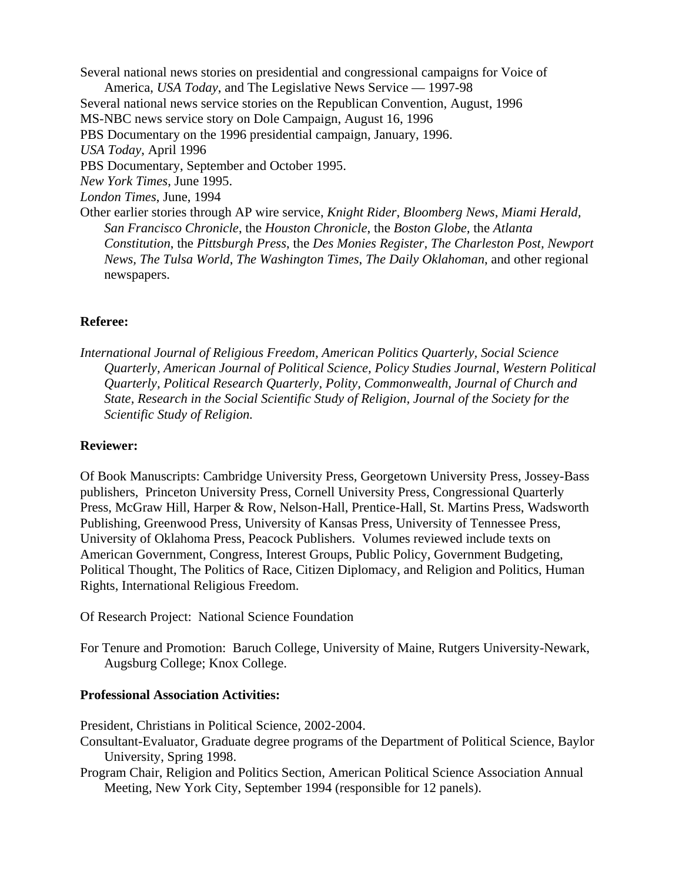Several national news stories on presidential and congressional campaigns for Voice of America, *USA Today*, and The Legislative News Service — 1997-98

Several national news service stories on the Republican Convention, August, 1996

MS-NBC news service story on Dole Campaign, August 16, 1996

PBS Documentary on the 1996 presidential campaign, January, 1996.

*USA Today*, April 1996

PBS Documentary, September and October 1995.

*New York Times*, June 1995.

*London Times*, June, 1994

Other earlier stories through AP wire service, *Knight Rider*, *Bloomberg News*, *Miami Herald*, *San Francisco Chronicle*, the *Houston Chronicle*, the *Boston Globe*, the *Atlanta Constitution*, the *Pittsburgh Press*, the *Des Monies Register, The Charleston Post, Newport News, The Tulsa World, The Washington Times, The Daily Oklahoman*, and other regional newspapers.

**Referee:**

*International Journal of Religious Freedom, American Politics Quarterly, Social Science Quarterly, American Journal of Political Science, Policy Studies Journal, Western Political Quarterly, Political Research Quarterly, Polity, Commonwealth, Journal of Church and State, Research in the Social Scientific Study of Religion, Journal of the Society for the Scientific Study of Religion.*

**Reviewer:**

Of Book Manuscripts: Cambridge University Press, Georgetown University Press, Jossey-Bass publishers, Princeton University Press, Cornell University Press, Congressional Quarterly Press, McGraw Hill, Harper & Row, Nelson-Hall, Prentice-Hall, St. Martins Press, Wadsworth Publishing, Greenwood Press, University of Kansas Press, University of Tennessee Press, University of Oklahoma Press, Peacock Publishers. Volumes reviewed include texts on American Government, Congress, Interest Groups, Public Policy, Government Budgeting, Political Thought, The Politics of Race, Citizen Diplomacy, and Religion and Politics, Human Rights, International Religious Freedom.

Of Research Project: National Science Foundation

For Tenure and Promotion: Baruch College, University of Maine, Rutgers University-Newark, Augsburg College; Knox College.

**Professional Association Activities:**

President, Christians in Political Science, 2002-2004.

Consultant-Evaluator, Graduate degree programs of the Department of Political Science, Baylor University, Spring 1998.

Program Chair, Religion and Politics Section, American Political Science Association Annual Meeting, New York City, September 1994 (responsible for 12 panels).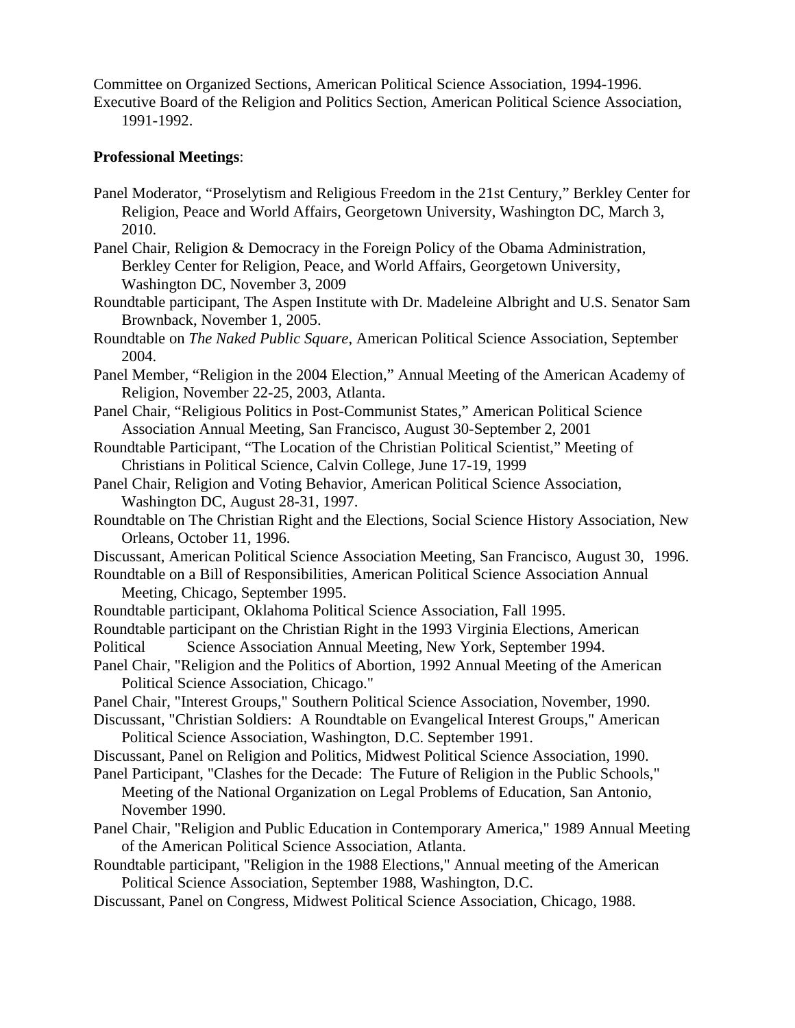Committee on Organized Sections, American Political Science Association, 1994-1996.
Executive Board of the Religion and Politics Section, American Political Science Association, 1991-1992.

**Professional Meetings**:

Panel Moderator, "Proselytism and Religious Freedom in the 21st Century," Berkley Center for Religion, Peace and World Affairs, Georgetown University, Washington DC, March 3, 2010.

Panel Chair, Religion & Democracy in the Foreign Policy of the Obama Administration, Berkley Center for Religion, Peace, and World Affairs, Georgetown University, Washington DC, November 3, 2009

Roundtable participant, The Aspen Institute with Dr. Madeleine Albright and U.S. Senator Sam Brownback, November 1, 2005.

Roundtable on *The Naked Public Square*, American Political Science Association, September 2004.

Panel Member, "Religion in the 2004 Election," Annual Meeting of the American Academy of Religion, November 22-25, 2003, Atlanta.

Panel Chair, "Religious Politics in Post-Communist States," American Political Science Association Annual Meeting, San Francisco, August 30-September 2, 2001

Roundtable Participant, "The Location of the Christian Political Scientist," Meeting of Christians in Political Science, Calvin College, June 17-19, 1999

Panel Chair, Religion and Voting Behavior, American Political Science Association, Washington DC, August 28-31, 1997.

Roundtable on The Christian Right and the Elections, Social Science History Association, New Orleans, October 11, 1996.

Discussant, American Political Science Association Meeting, San Francisco, August 30, 1996.

Roundtable on a Bill of Responsibilities, American Political Science Association Annual Meeting, Chicago, September 1995.

Roundtable participant, Oklahoma Political Science Association, Fall 1995.

Roundtable participant on the Christian Right in the 1993 Virginia Elections, American Political Science Association Annual Meeting, New York, September 1994.

Panel Chair, "Religion and the Politics of Abortion, 1992 Annual Meeting of the American Political Science Association, Chicago."

Panel Chair, "Interest Groups," Southern Political Science Association, November, 1990.

Discussant, "Christian Soldiers: A Roundtable on Evangelical Interest Groups," American Political Science Association, Washington, D.C. September 1991.

Discussant, Panel on Religion and Politics, Midwest Political Science Association, 1990.

Panel Participant, "Clashes for the Decade: The Future of Religion in the Public Schools," Meeting of the National Organization on Legal Problems of Education, San Antonio, November 1990.

Panel Chair, "Religion and Public Education in Contemporary America," 1989 Annual Meeting of the American Political Science Association, Atlanta.

Roundtable participant, "Religion in the 1988 Elections," Annual meeting of the American Political Science Association, September 1988, Washington, D.C.

Discussant, Panel on Congress, Midwest Political Science Association, Chicago, 1988.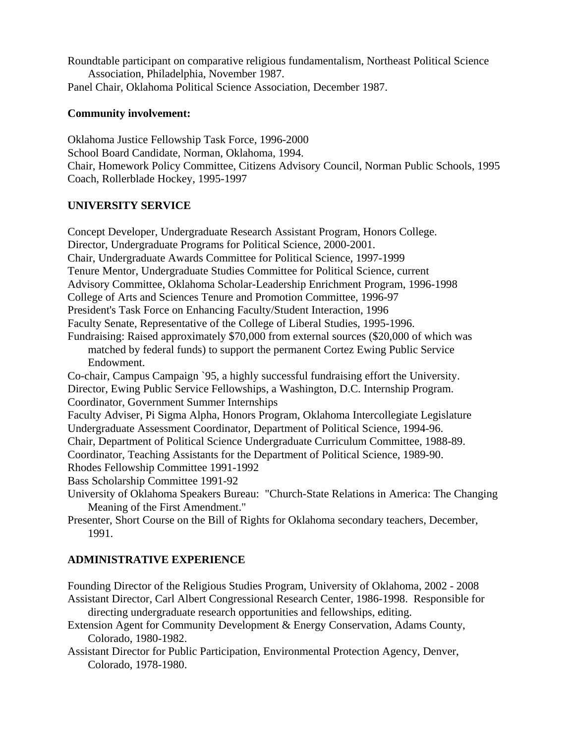Roundtable participant on comparative religious fundamentalism, Northeast Political Science Association, Philadelphia, November 1987.
Panel Chair, Oklahoma Political Science Association, December 1987.

**Community involvement:**

Oklahoma Justice Fellowship Task Force, 1996-2000
School Board Candidate, Norman, Oklahoma, 1994.
Chair, Homework Policy Committee, Citizens Advisory Council, Norman Public Schools, 1995
Coach, Rollerblade Hockey, 1995-1997

## UNIVERSITY SERVICE

Concept Developer, Undergraduate Research Assistant Program, Honors College.
Director, Undergraduate Programs for Political Science, 2000-2001.
Chair, Undergraduate Awards Committee for Political Science, 1997-1999
Tenure Mentor, Undergraduate Studies Committee for Political Science, current
Advisory Committee, Oklahoma Scholar-Leadership Enrichment Program, 1996-1998
College of Arts and Sciences Tenure and Promotion Committee, 1996-97
President's Task Force on Enhancing Faculty/Student Interaction, 1996
Faculty Senate, Representative of the College of Liberal Studies, 1995-1996.
Fundraising: Raised approximately $70,000 from external sources ($20,000 of which was matched by federal funds) to support the permanent Cortez Ewing Public Service Endowment.
Co-chair, Campus Campaign `95, a highly successful fundraising effort the University.
Director, Ewing Public Service Fellowships, a Washington, D.C. Internship Program.
Coordinator, Government Summer Internships
Faculty Adviser, Pi Sigma Alpha, Honors Program, Oklahoma Intercollegiate Legislature
Undergraduate Assessment Coordinator, Department of Political Science, 1994-96.
Chair, Department of Political Science Undergraduate Curriculum Committee, 1988-89.
Coordinator, Teaching Assistants for the Department of Political Science, 1989-90.
Rhodes Fellowship Committee 1991-1992
Bass Scholarship Committee 1991-92
University of Oklahoma Speakers Bureau: "Church-State Relations in America: The Changing Meaning of the First Amendment."
Presenter, Short Course on the Bill of Rights for Oklahoma secondary teachers, December, 1991.

## ADMINISTRATIVE EXPERIENCE

Founding Director of the Religious Studies Program, University of Oklahoma, 2002 - 2008
Assistant Director, Carl Albert Congressional Research Center, 1986-1998. Responsible for directing undergraduate research opportunities and fellowships, editing.
Extension Agent for Community Development & Energy Conservation, Adams County, Colorado, 1980-1982.
Assistant Director for Public Participation, Environmental Protection Agency, Denver, Colorado, 1978-1980.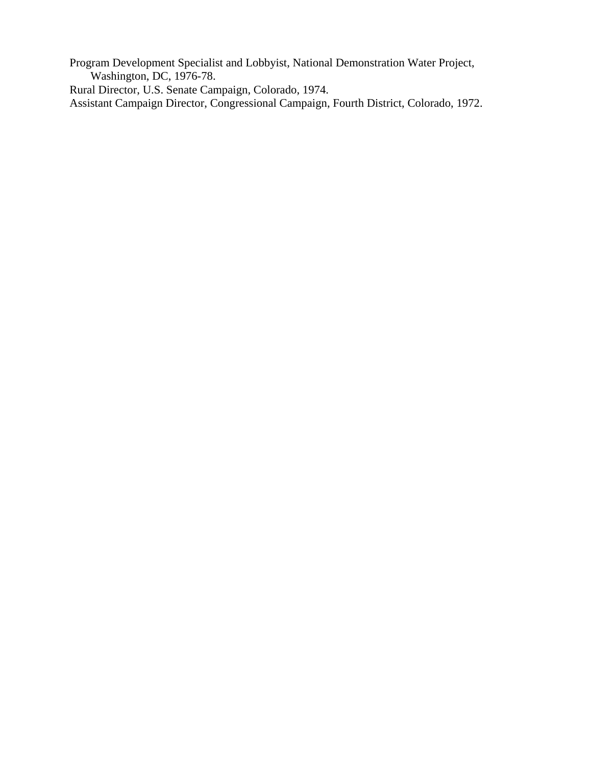Program Development Specialist and Lobbyist, National Demonstration Water Project, Washington, DC, 1976-78.

Rural Director, U.S. Senate Campaign, Colorado, 1974.

Assistant Campaign Director, Congressional Campaign, Fourth District, Colorado, 1972.